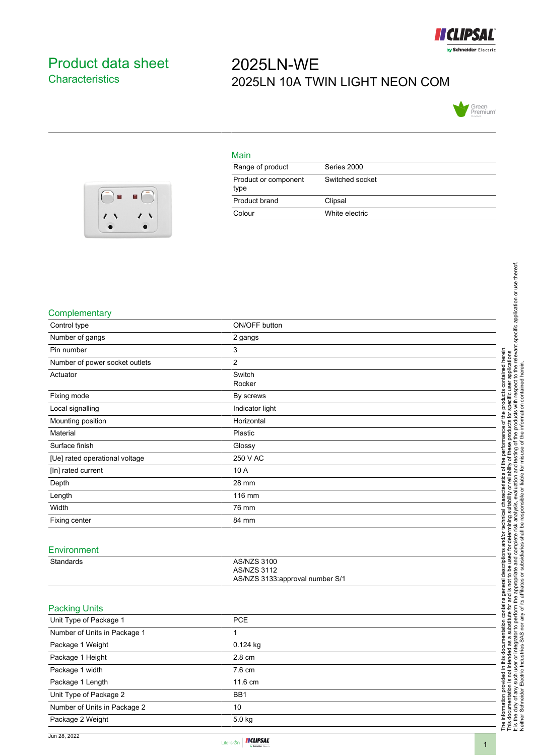# Product data sheet
## Characteristics

# 2025LN-WE
## 2025LN 10A TWIN LIGHT NEON COM

### Main

| | |
|---|---|
| Range of product | Series 2000 |
| Product or component type | Switched socket |
| Product brand | Clipsal |
| Colour | White electric |

### Complementary

| | |
|---|---|
| Control type | ON/OFF button |
| Number of gangs | 2 gangs |
| Pin number | 3 |
| Number of power socket outlets | 2 |
| Actuator | Switch<br>Rocker |
| Fixing mode | By screws |
| Local signalling | Indicator light |
| Mounting position | Horizontal |
| Material | Plastic |
| Surface finish | Glossy |
| [Ue] rated operational voltage | 250 V AC |
| [In] rated current | 10 A |
| Depth | 28 mm |
| Length | 116 mm |
| Width | 76 mm |
| Fixing center | 84 mm |

### Environment

| | |
|---|---|
| Standards | AS/NZS 3100<br>AS/NZS 3112<br>AS/NZS 3133:approval number S/1 |

### Packing Units

| | |
|---|---|
| Unit Type of Package 1 | PCE |
| Number of Units in Package 1 | 1 |
| Package 1 Weight | 0.124 kg |
| Package 1 Height | 2.8 cm |
| Package 1 width | 7.6 cm |
| Package 1 Length | 11.6 cm |
| Unit Type of Package 2 | BB1 |
| Number of Units in Package 2 | 10 |
| Package 2 Weight | 5.0 kg |

The information provided in this documentation contains general descriptions and/or technical characteristics of the performance of the products contained herein.
This documentation is not intended as a substitute for and is not to be used for determining suitability or reliability of these products for specific user applications.
It is the duty of any such user or integrator to perform the appropriate and complete risk analysis, evaluation and testing of the products with respect to the relevant specific application or use thereof.
Neither Schneider Electric Industries SAS nor any of its affiliates or subsidiaries shall be responsible or liable for misuse of the information contained herein.

Jun 28, 2022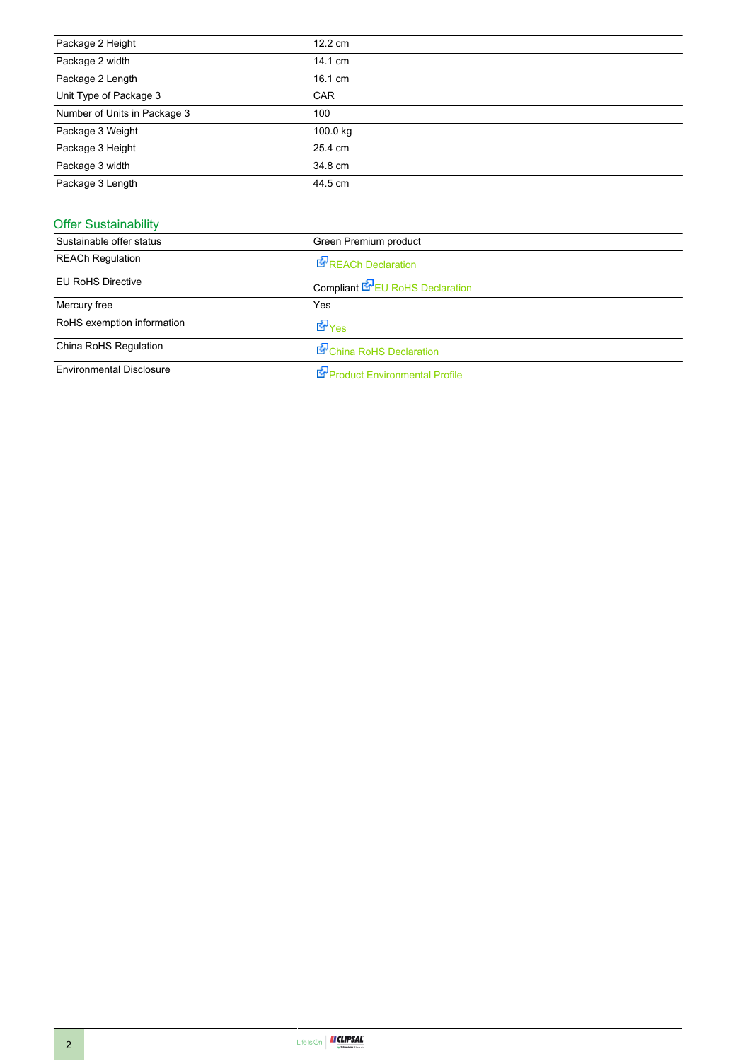| | |
|---|---|
| Package 2 Height | 12.2 cm |
| Package 2 width | 14.1 cm |
| Package 2 Length | 16.1 cm |
| Unit Type of Package 3 | CAR |
| Number of Units in Package 3 | 100 |
| Package 3 Weight | 100.0 kg |
| Package 3 Height | 25.4 cm |
| Package 3 width | 34.8 cm |
| Package 3 Length | 44.5 cm |

## Offer Sustainability

| | |
|---|---|
| Sustainable offer status | Green Premium product |
| REACh Regulation | REACh Declaration |
| EU RoHS Directive | Compliant EU RoHS Declaration |
| Mercury free | Yes |
| RoHS exemption information | Yes |
| China RoHS Regulation | China RoHS Declaration |
| Environmental Disclosure | Product Environmental Profile |